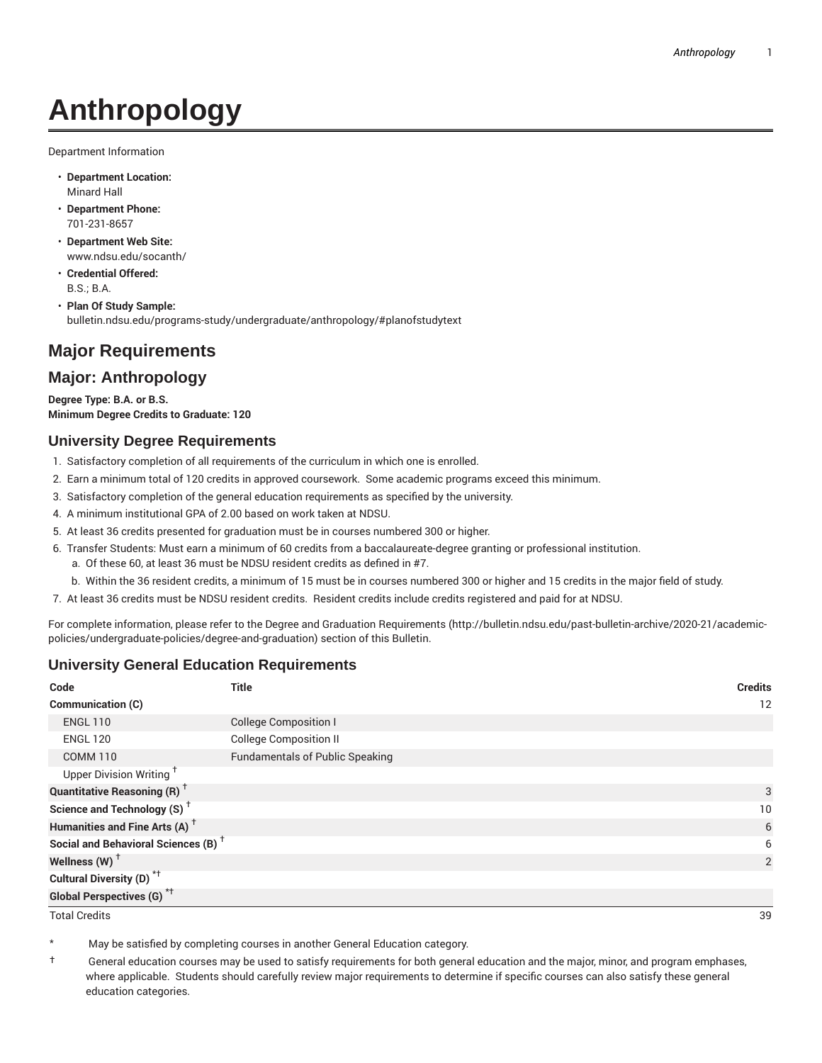# Anthropology

Department Information

- **Department Location:** Minard Hall
- **Department Phone:** 701-231-8657
- **Department Web Site:** www.ndsu.edu/socanth/
- **Credential Offered:** B.S.; B.A.
- **Plan Of Study Sample:** bulletin.ndsu.edu/programs-study/undergraduate/anthropology/#planofstudytext

## Major Requirements

## Major: Anthropology

**Degree Type: B.A. or B.S.**
**Minimum Degree Credits to Graduate: 120**

### University Degree Requirements

1. Satisfactory completion of all requirements of the curriculum in which one is enrolled.
2. Earn a minimum total of 120 credits in approved coursework. Some academic programs exceed this minimum.
3. Satisfactory completion of the general education requirements as specified by the university.
4. A minimum institutional GPA of 2.00 based on work taken at NDSU.
5. At least 36 credits presented for graduation must be in courses numbered 300 or higher.
6. Transfer Students: Must earn a minimum of 60 credits from a baccalaureate-degree granting or professional institution.
   a. Of these 60, at least 36 must be NDSU resident credits as defined in #7.
   b. Within the 36 resident credits, a minimum of 15 must be in courses numbered 300 or higher and 15 credits in the major field of study.
7. At least 36 credits must be NDSU resident credits. Resident credits include credits registered and paid for at NDSU.

For complete information, please refer to the Degree and Graduation Requirements (http://bulletin.ndsu.edu/past-bulletin-archive/2020-21/academic-policies/undergraduate-policies/degree-and-graduation) section of this Bulletin.

### University General Education Requirements

| Code | Title | Credits |
|---|---|---|
| **Communication (C)** | | 12 |
| ENGL 110 | College Composition I | |
| ENGL 120 | College Composition II | |
| COMM 110 | Fundamentals of Public Speaking | |
| Upper Division Writing † | | |
| **Quantitative Reasoning (R) †** | | 3 |
| **Science and Technology (S) †** | | 10 |
| **Humanities and Fine Arts (A) †** | | 6 |
| **Social and Behavioral Sciences (B) †** | | 6 |
| **Wellness (W) †** | | 2 |
| **Cultural Diversity (D) *†** | | |
| **Global Perspectives (G) *†** | | |
| Total Credits | | 39 |

* May be satisfied by completing courses in another General Education category.

† General education courses may be used to satisfy requirements for both general education and the major, minor, and program emphases, where applicable. Students should carefully review major requirements to determine if specific courses can also satisfy these general education categories.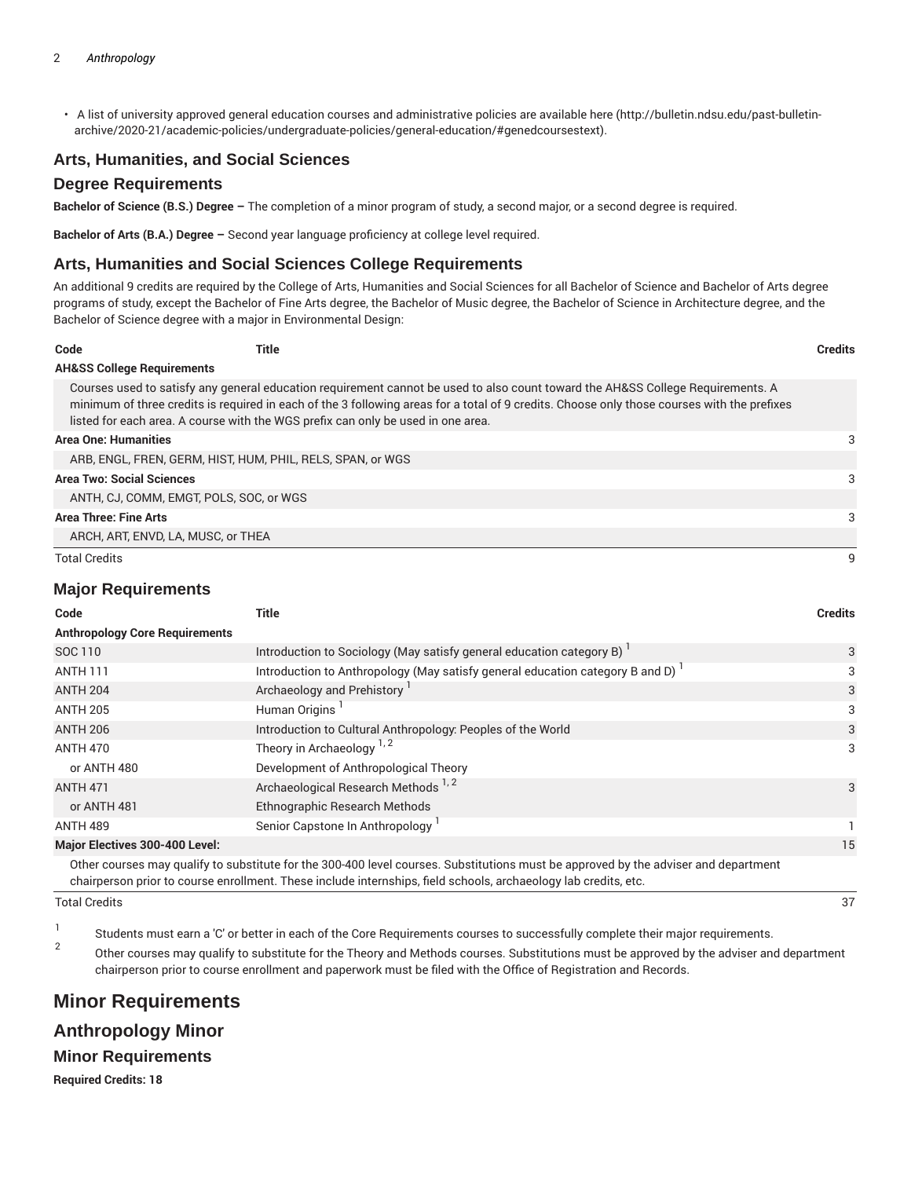- A list of university approved general education courses and administrative policies are available here (http://bulletin.ndsu.edu/past-bulletin-archive/2020-21/academic-policies/undergraduate-policies/general-education/#genedcoursestext).

## Arts, Humanities, and Social Sciences

### Degree Requirements

**Bachelor of Science (B.S.) Degree –** The completion of a minor program of study, a second major, or a second degree is required.

**Bachelor of Arts (B.A.) Degree –** Second year language proficiency at college level required.

### Arts, Humanities and Social Sciences College Requirements

An additional 9 credits are required by the College of Arts, Humanities and Social Sciences for all Bachelor of Science and Bachelor of Arts degree programs of study, except the Bachelor of Fine Arts degree, the Bachelor of Music degree, the Bachelor of Science in Architecture degree, and the Bachelor of Science degree with a major in Environmental Design:

| Code | Title | Credits |
|---|---|---|
| **AH&SS College Requirements** | | |
| Courses used to satisfy any general education requirement cannot be used to also count toward the AH&SS College Requirements. A minimum of three credits is required in each of the 3 following areas for a total of 9 credits. Choose only those courses with the prefixes listed for each area. A course with the WGS prefix can only be used in one area. | | |
| **Area One: Humanities** | | 3 |
| ARB, ENGL, FREN, GERM, HIST, HUM, PHIL, RELS, SPAN, or WGS | | |
| **Area Two: Social Sciences** | | 3 |
| ANTH, CJ, COMM, EMGT, POLS, SOC, or WGS | | |
| **Area Three: Fine Arts** | | 3 |
| ARCH, ART, ENVD, LA, MUSC, or THEA | | |
| Total Credits | | 9 |

### Major Requirements

| Code | Title | Credits |
|---|---|---|
| **Anthropology Core Requirements** | | |
| SOC 110 | Introduction to Sociology (May satisfy general education category B) [1] | 3 |
| ANTH 111 | Introduction to Anthropology (May satisfy general education category B and D) [1] | 3 |
| ANTH 204 | Archaeology and Prehistory [1] | 3 |
| ANTH 205 | Human Origins [1] | 3 |
| ANTH 206 | Introduction to Cultural Anthropology: Peoples of the World | 3 |
| ANTH 470 | Theory in Archaeology [1, 2] | 3 |
| or ANTH 480 | Development of Anthropological Theory | |
| ANTH 471 | Archaeological Research Methods [1, 2] | 3 |
| or ANTH 481 | Ethnographic Research Methods | |
| ANTH 489 | Senior Capstone In Anthropology [1] | 1 |
| **Major Electives 300-400 Level:** | | 15 |
| Other courses may qualify to substitute for the 300-400 level courses. Substitutions must be approved by the adviser and department chairperson prior to course enrollment. These include internships, field schools, archaeology lab credits, etc. | | |
| Total Credits | | 37 |

1. Students must earn a 'C' or better in each of the Core Requirements courses to successfully complete their major requirements.
2. Other courses may qualify to substitute for the Theory and Methods courses. Substitutions must be approved by the adviser and department chairperson prior to course enrollment and paperwork must be filed with the Office of Registration and Records.

# Minor Requirements

## Anthropology Minor

### Minor Requirements

**Required Credits: 18**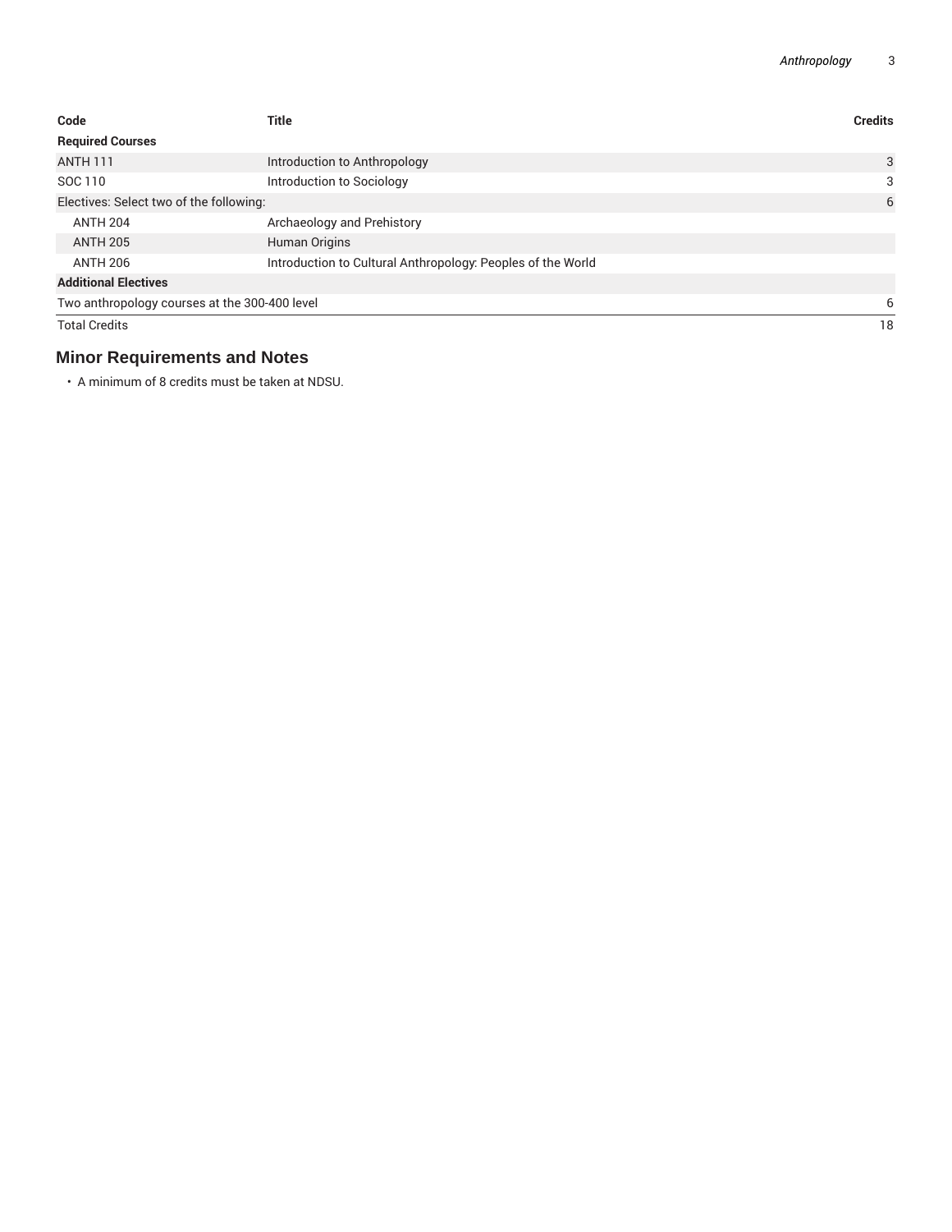| Code | Title | Credits |
| --- | --- | --- |
| **Required Courses** | | |
| ANTH 111 | Introduction to Anthropology | 3 |
| SOC 110 | Introduction to Sociology | 3 |
| Electives: Select two of the following: | | 6 |
| ANTH 204 | Archaeology and Prehistory | |
| ANTH 205 | Human Origins | |
| ANTH 206 | Introduction to Cultural Anthropology: Peoples of the World | |
| **Additional Electives** | | |
| Two anthropology courses at the 300-400 level | | 6 |
| Total Credits | | 18 |

## Minor Requirements and Notes

- A minimum of 8 credits must be taken at NDSU.